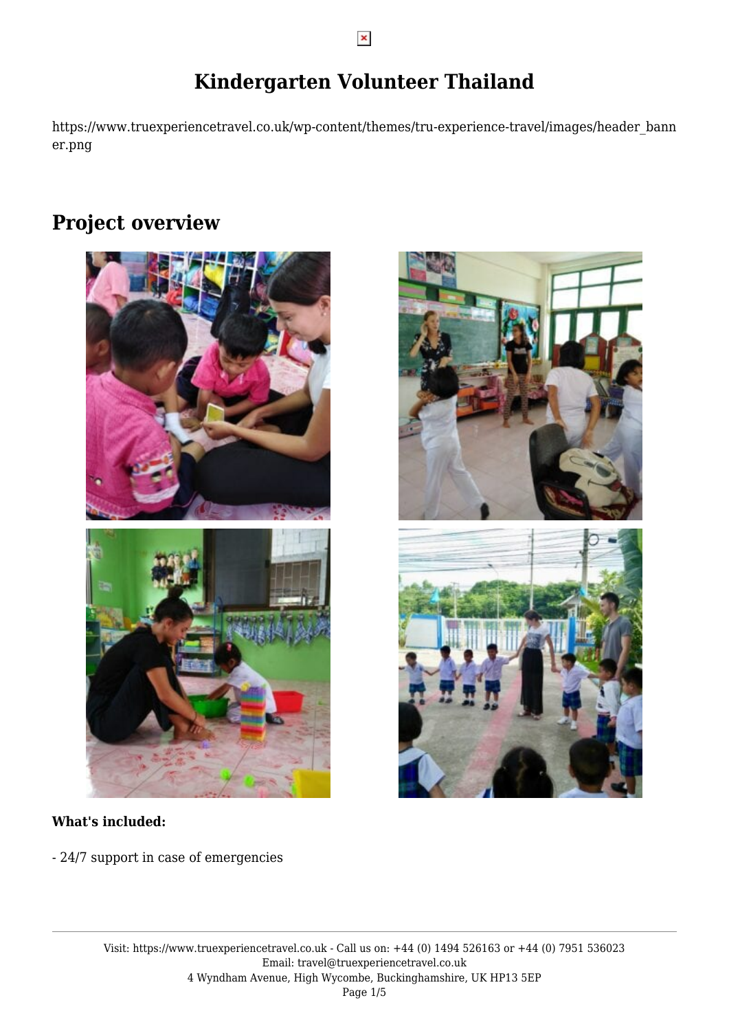# Kindergarten Volunteer Thailand

https://www.truexperiencetravel.co.uk/wp-content/themes/tru-experience-travel/images/header_banner.png

## Project overview

**What's included:**

- 24/7 support in case of emergencies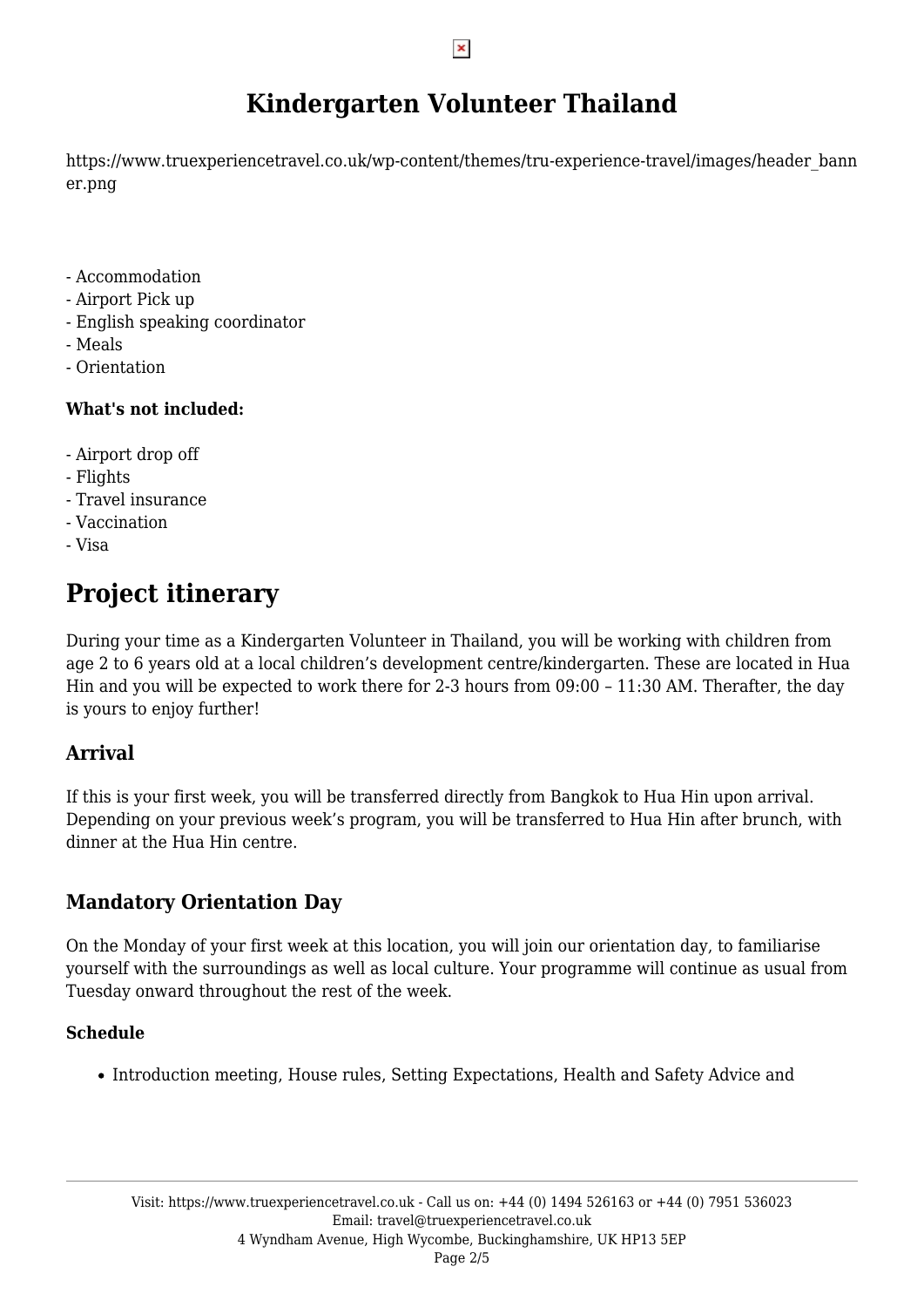# Kindergarten Volunteer Thailand

https://www.truexperiencetravel.co.uk/wp-content/themes/tru-experience-travel/images/header_banner.png

- Accommodation
- Airport Pick up
- English speaking coordinator
- Meals
- Orientation

**What's not included:**

- Airport drop off
- Flights
- Travel insurance
- Vaccination
- Visa

# Project itinerary

During your time as a Kindergarten Volunteer in Thailand, you will be working with children from age 2 to 6 years old at a local children's development centre/kindergarten. These are located in Hua Hin and you will be expected to work there for 2-3 hours from 09:00 – 11:30 AM. Therafter, the day is yours to enjoy further!

## Arrival

If this is your first week, you will be transferred directly from Bangkok to Hua Hin upon arrival. Depending on your previous week's program, you will be transferred to Hua Hin after brunch, with dinner at the Hua Hin centre.

## Mandatory Orientation Day

On the Monday of your first week at this location, you will join our orientation day, to familiarise yourself with the surroundings as well as local culture. Your programme will continue as usual from Tuesday onward throughout the rest of the week.

### Schedule

- Introduction meeting, House rules, Setting Expectations, Health and Safety Advice and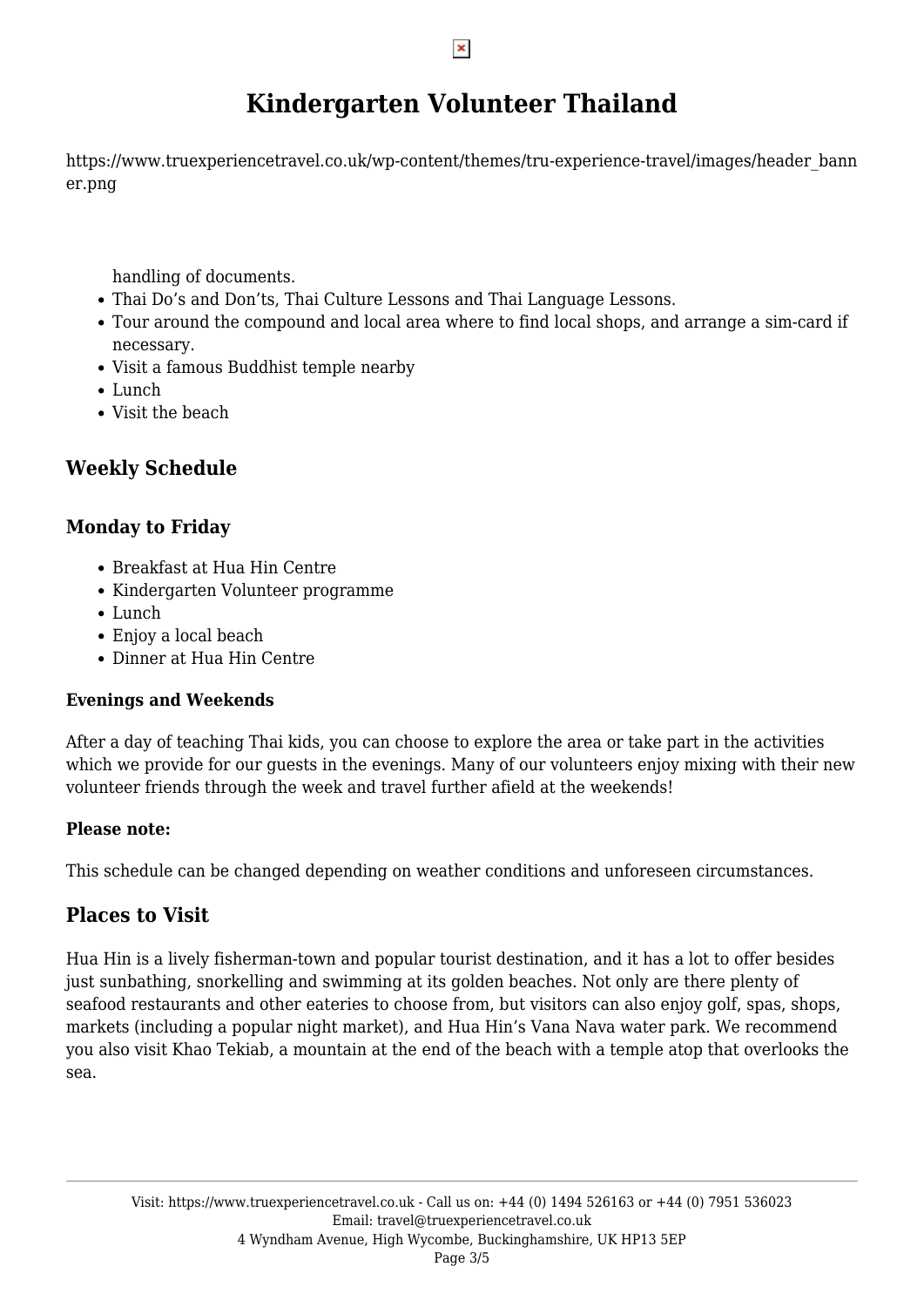handling of documents.

- Thai Do's and Don'ts, Thai Culture Lessons and Thai Language Lessons.
- Tour around the compound and local area where to find local shops, and arrange a sim-card if necessary.
- Visit a famous Buddhist temple nearby
- Lunch
- Visit the beach

## Weekly Schedule

### Monday to Friday

- Breakfast at Hua Hin Centre
- Kindergarten Volunteer programme
- Lunch
- Enjoy a local beach
- Dinner at Hua Hin Centre

#### Evenings and Weekends

After a day of teaching Thai kids, you can choose to explore the area or take part in the activities which we provide for our guests in the evenings. Many of our volunteers enjoy mixing with their new volunteer friends through the week and travel further afield at the weekends!

#### Please note:

This schedule can be changed depending on weather conditions and unforeseen circumstances.

## Places to Visit

Hua Hin is a lively fisherman-town and popular tourist destination, and it has a lot to offer besides just sunbathing, snorkelling and swimming at its golden beaches. Not only are there plenty of seafood restaurants and other eateries to choose from, but visitors can also enjoy golf, spas, shops, markets (including a popular night market), and Hua Hin's Vana Nava water park. We recommend you also visit Khao Tekiab, a mountain at the end of the beach with a temple atop that overlooks the sea.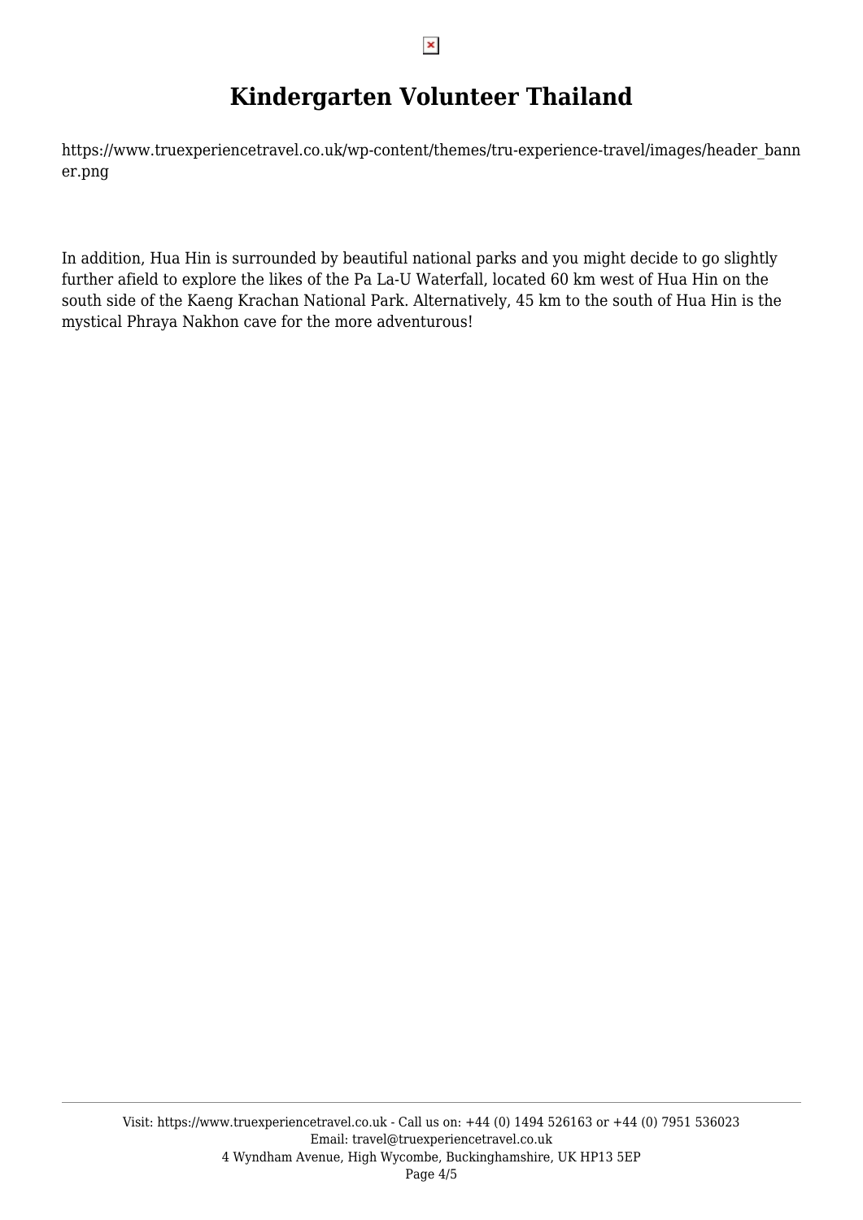# Kindergarten Volunteer Thailand

https://www.truexperiencetravel.co.uk/wp-content/themes/tru-experience-travel/images/header_banner.png

In addition, Hua Hin is surrounded by beautiful national parks and you might decide to go slightly further afield to explore the likes of the Pa La-U Waterfall, located 60 km west of Hua Hin on the south side of the Kaeng Krachan National Park. Alternatively, 45 km to the south of Hua Hin is the mystical Phraya Nakhon cave for the more adventurous!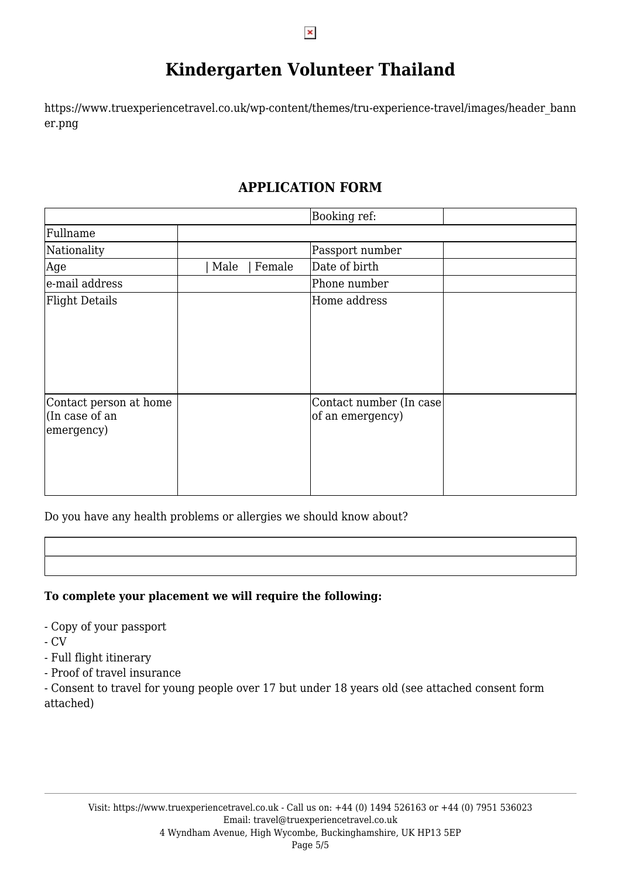# Kindergarten Volunteer Thailand

https://www.truexperiencetravel.co.uk/wp-content/themes/tru-experience-travel/images/header_banner.png

## APPLICATION FORM

| | | | |
|---|---|---|---|
| | | Booking ref: | |
| Fullname | | | |
| Nationality | | Passport number | |
| Age | \| Male \| Female | Date of birth | |
| e-mail address | | Phone number | |
| Flight Details | | Home address | |
| Contact person at home (In case of an emergency) | | Contact number (In case of an emergency) | |

Do you have any health problems or allergies we should know about?

| |
|---|
| |
| |

**To complete your placement we will require the following:**

- Copy of your passport
- CV
- Full flight itinerary
- Proof of travel insurance
- Consent to travel for young people over 17 but under 18 years old (see attached consent form attached)

Visit: https://www.truexperiencetravel.co.uk - Call us on: +44 (0) 1494 526163 or +44 (0) 7951 536023
Email: travel@truexperiencetravel.co.uk
4 Wyndham Avenue, High Wycombe, Buckinghamshire, UK HP13 5EP